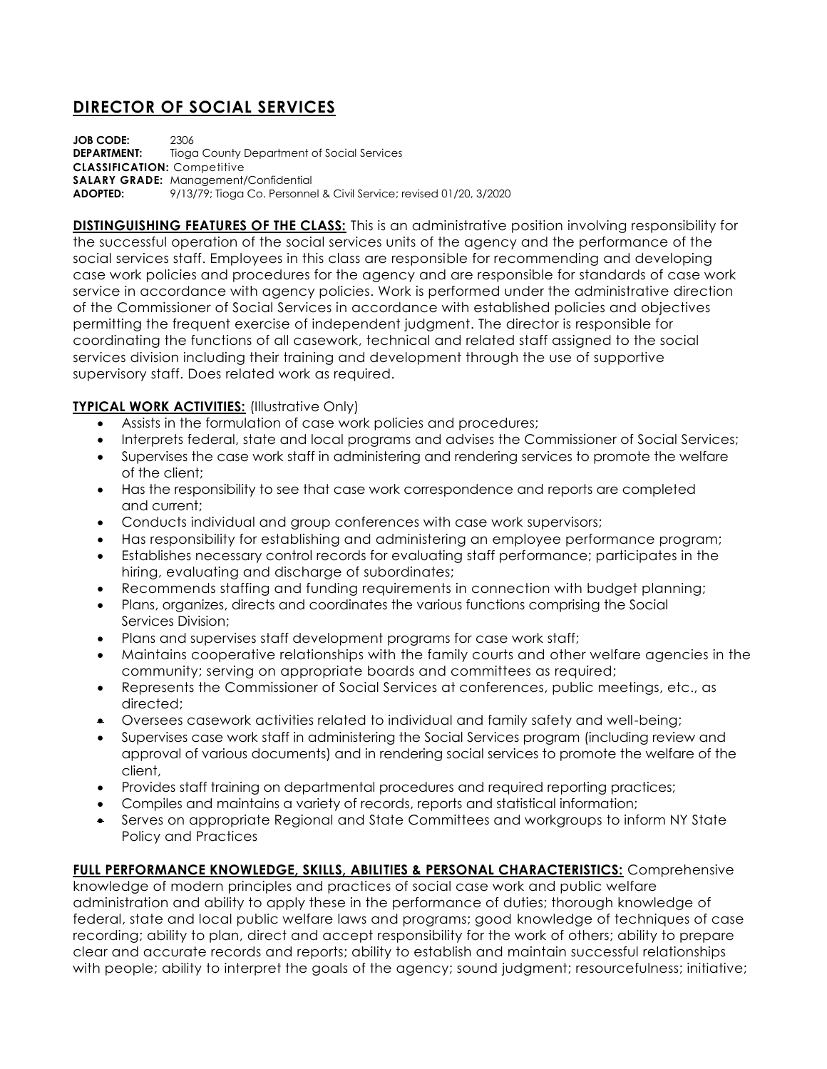# DIRECTOR OF SOCIAL SERVICES

**JOB CODE:** 2306
**DEPARTMENT:** Tioga County Department of Social Services
**CLASSIFICATION:** Competitive
**SALARY GRADE:** Management/Confidential
**ADOPTED:** 9/13/79; Tioga Co. Personnel & Civil Service; revised 01/20, 3/2020

**DISTINGUISHING FEATURES OF THE CLASS:** This is an administrative position involving responsibility for the successful operation of the social services units of the agency and the performance of the social services staff. Employees in this class are responsible for recommending and developing case work policies and procedures for the agency and are responsible for standards of case work service in accordance with agency policies. Work is performed under the administrative direction of the Commissioner of Social Services in accordance with established policies and objectives permitting the frequent exercise of independent judgment. The director is responsible for coordinating the functions of all casework, technical and related staff assigned to the social services division including their training and development through the use of supportive supervisory staff. Does related work as required.

**TYPICAL WORK ACTIVITIES:** (Illustrative Only)

- Assists in the formulation of case work policies and procedures;
- Interprets federal, state and local programs and advises the Commissioner of Social Services;
- Supervises the case work staff in administering and rendering services to promote the welfare of the client;
- Has the responsibility to see that case work correspondence and reports are completed and current;
- Conducts individual and group conferences with case work supervisors;
- Has responsibility for establishing and administering an employee performance program;
- Establishes necessary control records for evaluating staff performance; participates in the hiring, evaluating and discharge of subordinates;
- Recommends staffing and funding requirements in connection with budget planning;
- Plans, organizes, directs and coordinates the various functions comprising the Social Services Division;
- Plans and supervises staff development programs for case work staff;
- Maintains cooperative relationships with the family courts and other welfare agencies in the community; serving on appropriate boards and committees as required;
- Represents the Commissioner of Social Services at conferences, public meetings, etc., as directed;
- Oversees casework activities related to individual and family safety and well-being;
- Supervises case work staff in administering the Social Services program (including review and approval of various documents) and in rendering social services to promote the welfare of the client,
- Provides staff training on departmental procedures and required reporting practices;
- Compiles and maintains a variety of records, reports and statistical information;
- Serves on appropriate Regional and State Committees and workgroups to inform NY State Policy and Practices

**FULL PERFORMANCE KNOWLEDGE, SKILLS, ABILITIES & PERSONAL CHARACTERISTICS:** Comprehensive knowledge of modern principles and practices of social case work and public welfare administration and ability to apply these in the performance of duties; thorough knowledge of federal, state and local public welfare laws and programs; good knowledge of techniques of case recording; ability to plan, direct and accept responsibility for the work of others; ability to prepare clear and accurate records and reports; ability to establish and maintain successful relationships with people; ability to interpret the goals of the agency; sound judgment; resourcefulness; initiative;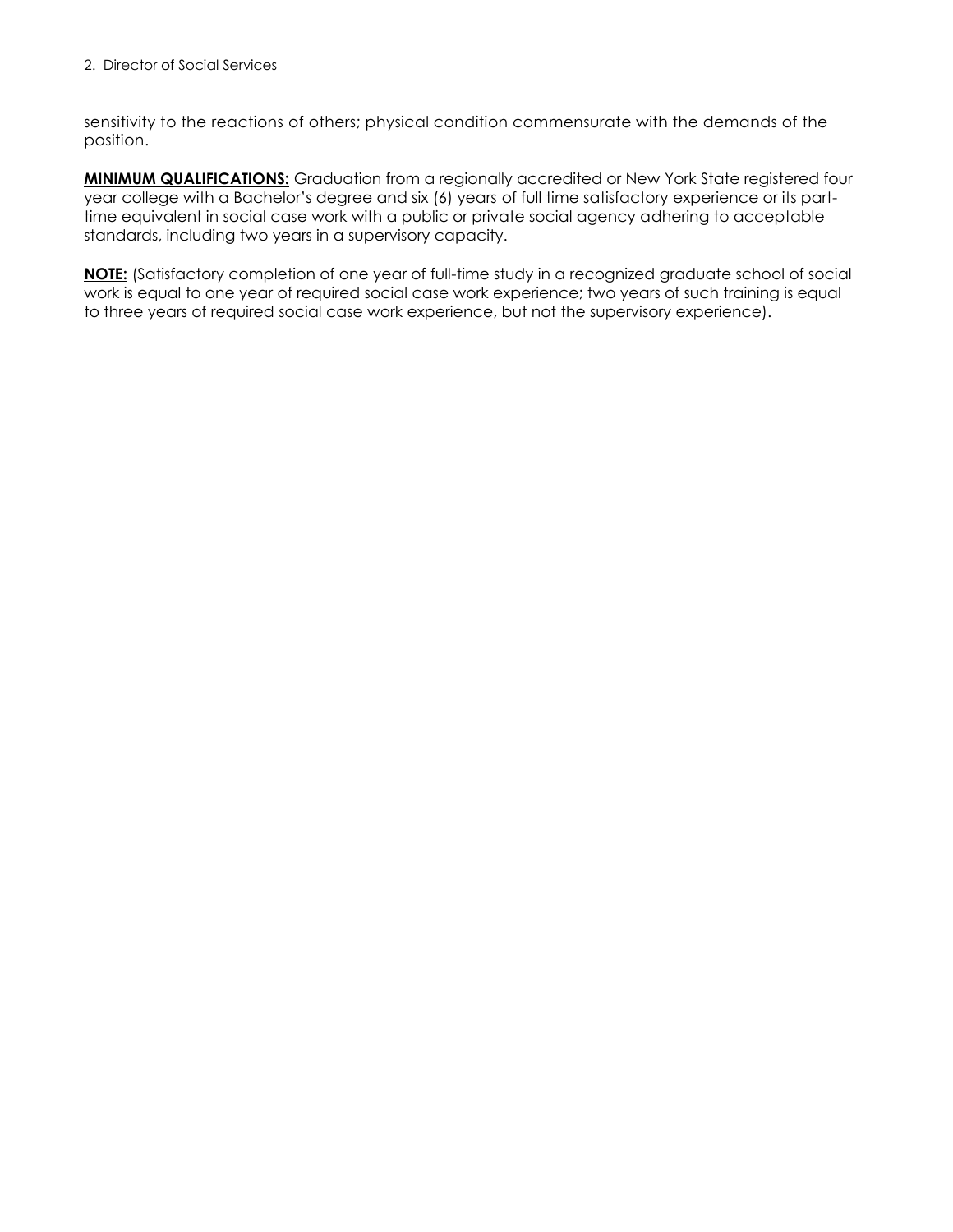sensitivity to the reactions of others; physical condition commensurate with the demands of the position.

**MINIMUM QUALIFICATIONS:** Graduation from a regionally accredited or New York State registered four year college with a Bachelor's degree and six (6) years of full time satisfactory experience or its part-time equivalent in social case work with a public or private social agency adhering to acceptable standards, including two years in a supervisory capacity.

**NOTE:** (Satisfactory completion of one year of full-time study in a recognized graduate school of social work is equal to one year of required social case work experience; two years of such training is equal to three years of required social case work experience, but not the supervisory experience).